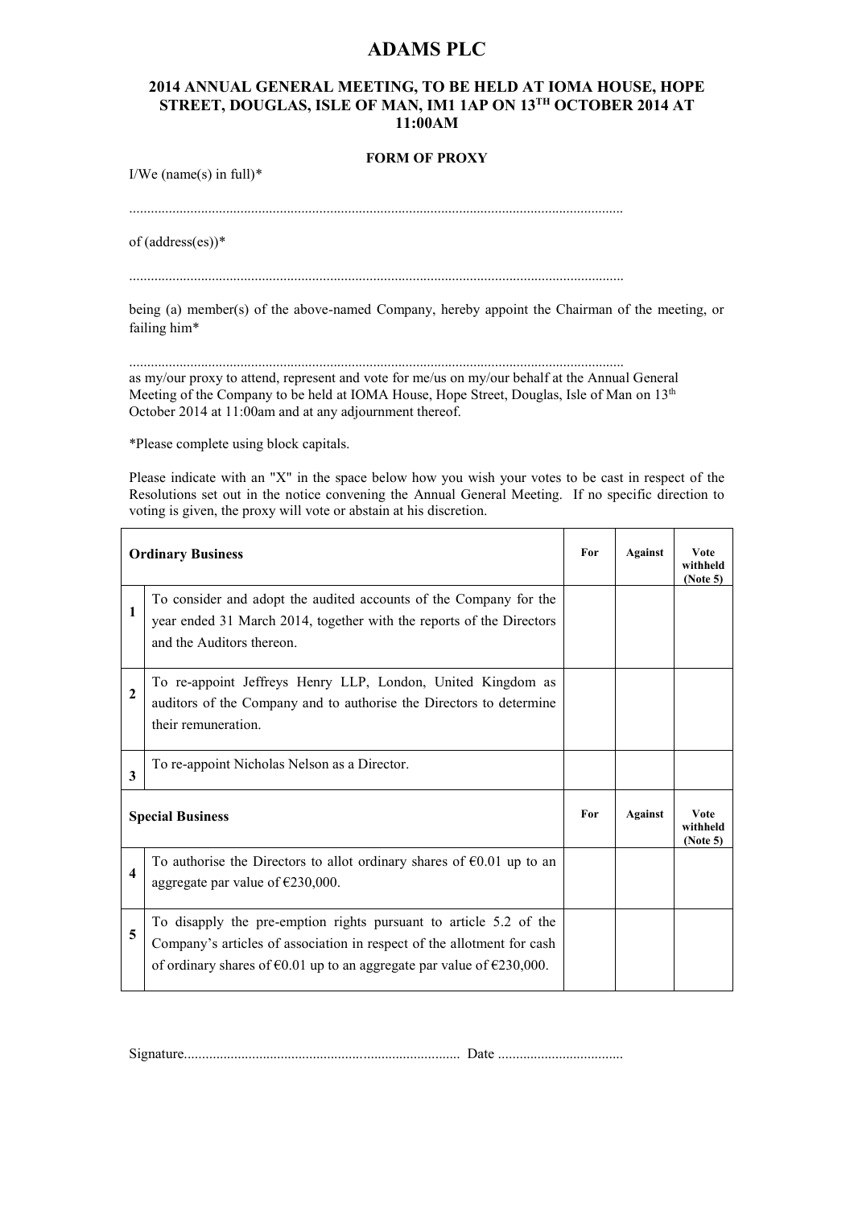# ADAMS PLC

## 2014 ANNUAL GENERAL MEETING, TO BE HELD AT IOMA HOUSE, HOPE STREET, DOUGLAS, ISLE OF MAN, IM1 1AP ON 13TH OCTOBER 2014 AT 11:00AM

### FORM OF PROXY

I/We (name(s) in full)*

.........................................................................................................................................

of (address(es))*

.........................................................................................................................................

being (a) member(s) of the above-named Company, hereby appoint the Chairman of the meeting, or failing him*

.........................................................................................................................................

as my/our proxy to attend, represent and vote for me/us on my/our behalf at the Annual General Meeting of the Company to be held at IOMA House, Hope Street, Douglas, Isle of Man on 13th October 2014 at 11:00am and at any adjournment thereof.

*Please complete using block capitals.

Please indicate with an "X" in the space below how you wish your votes to be cast in respect of the Resolutions set out in the notice convening the Annual General Meeting. If no specific direction to voting is given, the proxy will vote or abstain at his discretion.

| **Ordinary Business** | | **For** | **Against** | **Vote withheld (Note 5)** |
|---|---|---|---|---|
| **1** | To consider and adopt the audited accounts of the Company for the year ended 31 March 2014, together with the reports of the Directors and the Auditors thereon. | | | |
| **2** | To re-appoint Jeffreys Henry LLP, London, United Kingdom as auditors of the Company and to authorise the Directors to determine their remuneration. | | | |
| **3** | To re-appoint Nicholas Nelson as a Director. | | | |
| **Special Business** | | **For** | **Against** | **Vote withheld (Note 5)** |
| **4** | To authorise the Directors to allot ordinary shares of €0.01 up to an aggregate par value of €230,000. | | | |
| **5** | To disapply the pre-emption rights pursuant to article 5.2 of the Company's articles of association in respect of the allotment for cash of ordinary shares of €0.01 up to an aggregate par value of €230,000. | | | |

Signature............................................................................ Date ...................................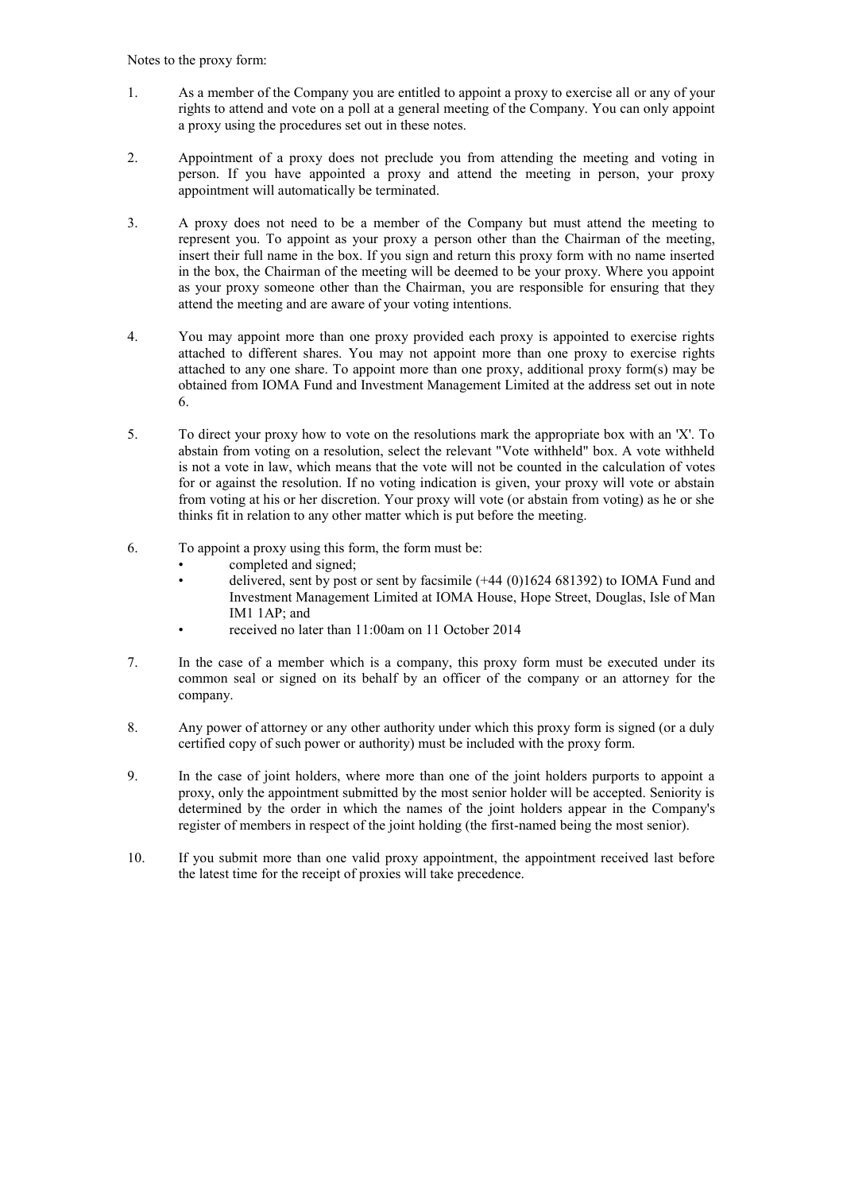Notes to the proxy form:

1. As a member of the Company you are entitled to appoint a proxy to exercise all or any of your rights to attend and vote on a poll at a general meeting of the Company. You can only appoint a proxy using the procedures set out in these notes.

2. Appointment of a proxy does not preclude you from attending the meeting and voting in person. If you have appointed a proxy and attend the meeting in person, your proxy appointment will automatically be terminated.

3. A proxy does not need to be a member of the Company but must attend the meeting to represent you. To appoint as your proxy a person other than the Chairman of the meeting, insert their full name in the box. If you sign and return this proxy form with no name inserted in the box, the Chairman of the meeting will be deemed to be your proxy. Where you appoint as your proxy someone other than the Chairman, you are responsible for ensuring that they attend the meeting and are aware of your voting intentions.

4. You may appoint more than one proxy provided each proxy is appointed to exercise rights attached to different shares. You may not appoint more than one proxy to exercise rights attached to any one share. To appoint more than one proxy, additional proxy form(s) may be obtained from IOMA Fund and Investment Management Limited at the address set out in note 6.

5. To direct your proxy how to vote on the resolutions mark the appropriate box with an 'X'. To abstain from voting on a resolution, select the relevant "Vote withheld" box. A vote withheld is not a vote in law, which means that the vote will not be counted in the calculation of votes for or against the resolution. If no voting indication is given, your proxy will vote or abstain from voting at his or her discretion. Your proxy will vote (or abstain from voting) as he or she thinks fit in relation to any other matter which is put before the meeting.

6. To appoint a proxy using this form, the form must be:
   - completed and signed;
   - delivered, sent by post or sent by facsimile (+44 (0)1624 681392) to IOMA Fund and Investment Management Limited at IOMA House, Hope Street, Douglas, Isle of Man IM1 1AP; and
   - received no later than 11:00am on 11 October 2014

7. In the case of a member which is a company, this proxy form must be executed under its common seal or signed on its behalf by an officer of the company or an attorney for the company.

8. Any power of attorney or any other authority under which this proxy form is signed (or a duly certified copy of such power or authority) must be included with the proxy form.

9. In the case of joint holders, where more than one of the joint holders purports to appoint a proxy, only the appointment submitted by the most senior holder will be accepted. Seniority is determined by the order in which the names of the joint holders appear in the Company's register of members in respect of the joint holding (the first-named being the most senior).

10. If you submit more than one valid proxy appointment, the appointment received last before the latest time for the receipt of proxies will take precedence.